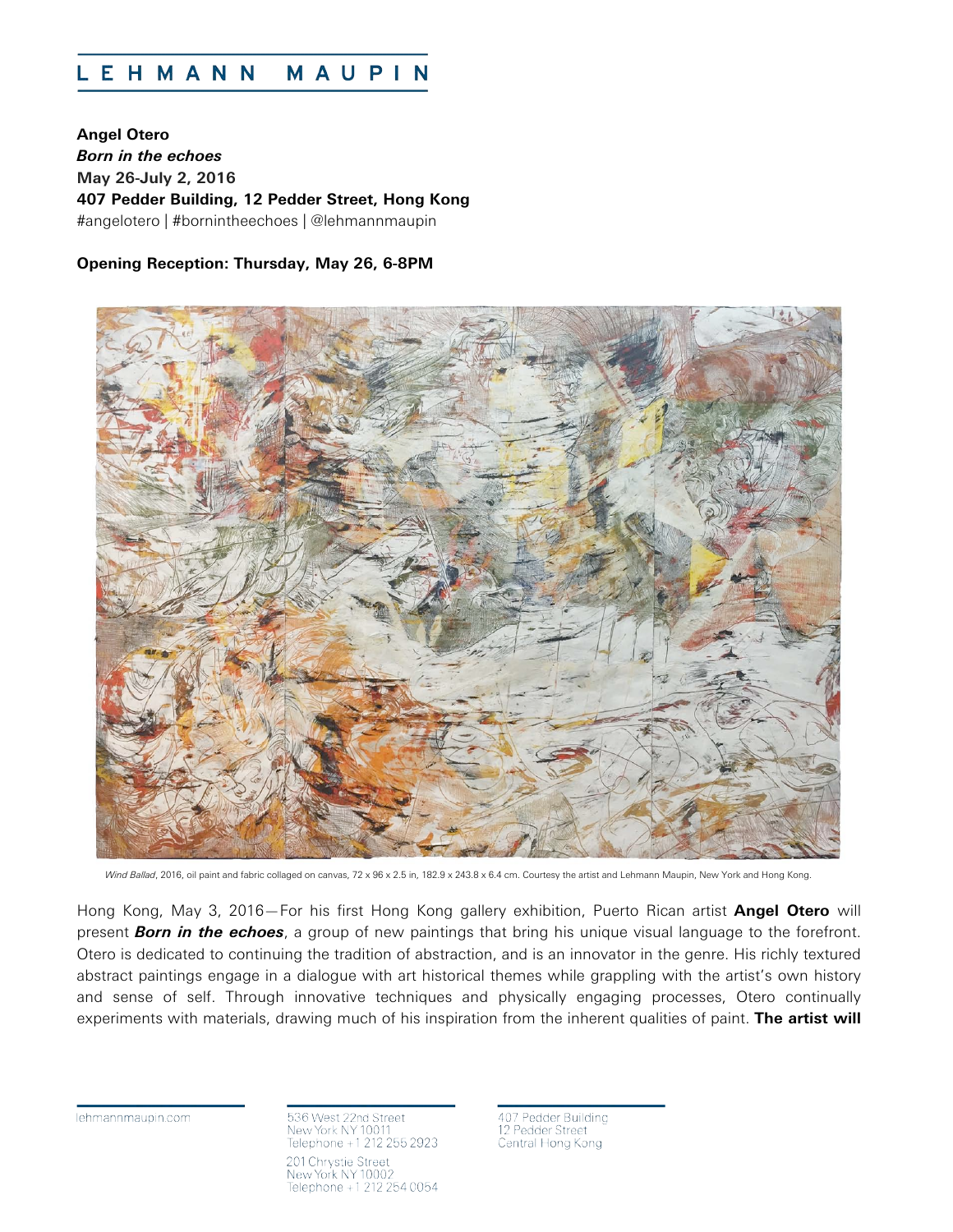# LEHMANN MAUPIN

**Angel Otero**
***Born in the echoes***
**May 26-July 2, 2016**
**407 Pedder Building, 12 Pedder Street, Hong Kong**
#angelotero | #bornintheechoes | @lehmannmaupin

**Opening Reception: Thursday, May 26, 6-8PM**

*Wind Ballad*, 2016, oil paint and fabric collaged on canvas, 72 x 96 x 2.5 in, 182.9 x 243.8 x 6.4 cm. Courtesy the artist and Lehmann Maupin, New York and Hong Kong.

Hong Kong, May 3, 2016—For his first Hong Kong gallery exhibition, Puerto Rican artist **Angel Otero** will present ***Born in the echoes***, a group of new paintings that bring his unique visual language to the forefront. Otero is dedicated to continuing the tradition of abstraction, and is an innovator in the genre. His richly textured abstract paintings engage in a dialogue with art historical themes while grappling with the artist's own history and sense of self. Through innovative techniques and physically engaging processes, Otero continually experiments with materials, drawing much of his inspiration from the inherent qualities of paint. **The artist will**

lehmannmaupin.com

536 West 22nd Street
New York NY 10011
Telephone +1 212 255 2923

201 Chrystie Street
New York NY 10002
Telephone +1 212 254 0054

407 Pedder Building
12 Pedder Street
Central Hong Kong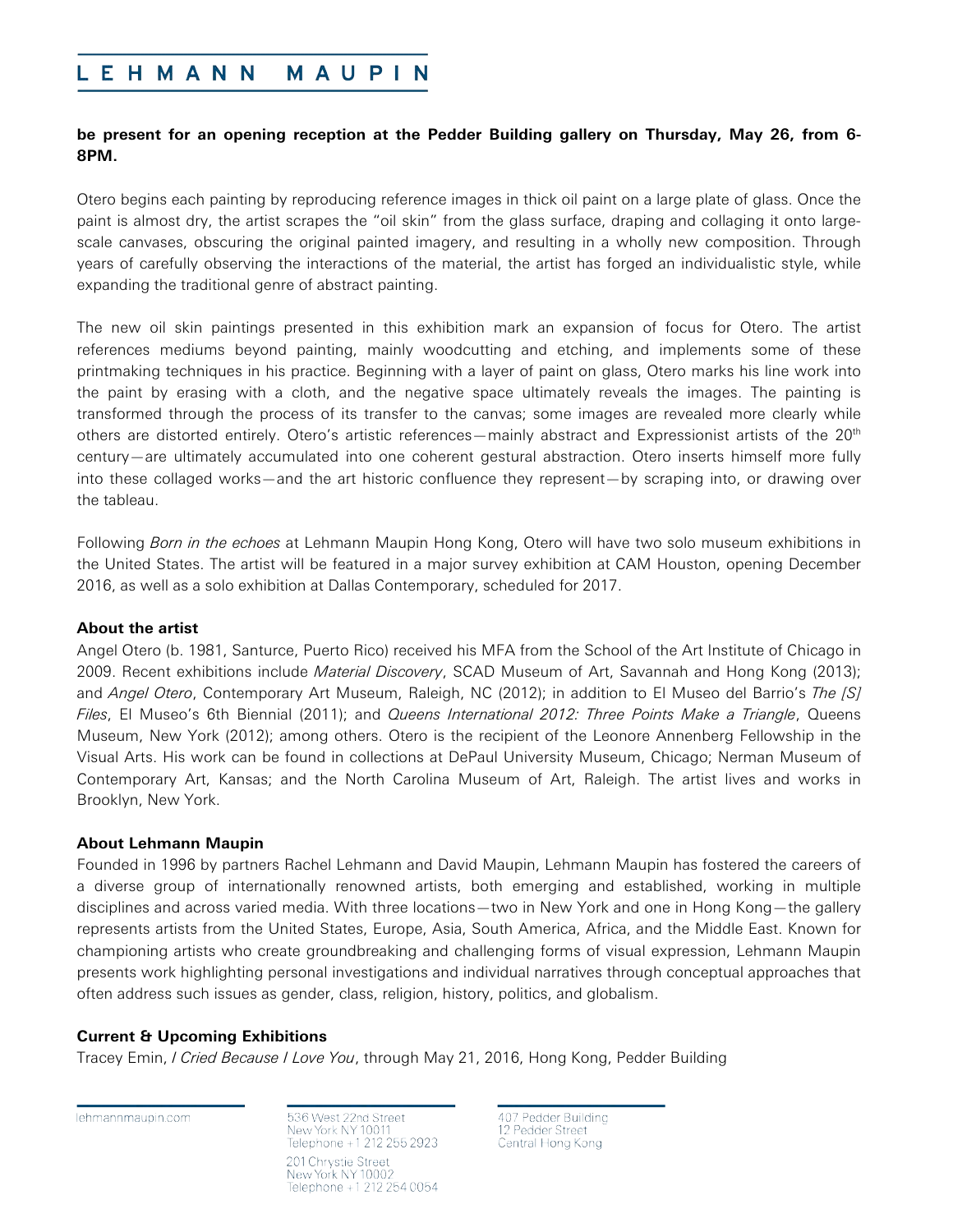**be present for an opening reception at the Pedder Building gallery on Thursday, May 26, from 6-8PM.**

Otero begins each painting by reproducing reference images in thick oil paint on a large plate of glass. Once the paint is almost dry, the artist scrapes the "oil skin" from the glass surface, draping and collaging it onto large-scale canvases, obscuring the original painted imagery, and resulting in a wholly new composition. Through years of carefully observing the interactions of the material, the artist has forged an individualistic style, while expanding the traditional genre of abstract painting.

The new oil skin paintings presented in this exhibition mark an expansion of focus for Otero. The artist references mediums beyond painting, mainly woodcutting and etching, and implements some of these printmaking techniques in his practice. Beginning with a layer of paint on glass, Otero marks his line work into the paint by erasing with a cloth, and the negative space ultimately reveals the images. The painting is transformed through the process of its transfer to the canvas; some images are revealed more clearly while others are distorted entirely. Otero's artistic references—mainly abstract and Expressionist artists of the 20th century—are ultimately accumulated into one coherent gestural abstraction. Otero inserts himself more fully into these collaged works—and the art historic confluence they represent—by scraping into, or drawing over the tableau.

Following *Born in the echoes* at Lehmann Maupin Hong Kong, Otero will have two solo museum exhibitions in the United States. The artist will be featured in a major survey exhibition at CAM Houston, opening December 2016, as well as a solo exhibition at Dallas Contemporary, scheduled for 2017.

**About the artist**

Angel Otero (b. 1981, Santurce, Puerto Rico) received his MFA from the School of the Art Institute of Chicago in 2009. Recent exhibitions include *Material Discovery*, SCAD Museum of Art, Savannah and Hong Kong (2013); and *Angel Otero*, Contemporary Art Museum, Raleigh, NC (2012); in addition to El Museo del Barrio's *The [S] Files*, El Museo's 6th Biennial (2011); and *Queens International 2012: Three Points Make a Triangle*, Queens Museum, New York (2012); among others. Otero is the recipient of the Leonore Annenberg Fellowship in the Visual Arts. His work can be found in collections at DePaul University Museum, Chicago; Nerman Museum of Contemporary Art, Kansas; and the North Carolina Museum of Art, Raleigh. The artist lives and works in Brooklyn, New York.

**About Lehmann Maupin**

Founded in 1996 by partners Rachel Lehmann and David Maupin, Lehmann Maupin has fostered the careers of a diverse group of internationally renowned artists, both emerging and established, working in multiple disciplines and across varied media. With three locations—two in New York and one in Hong Kong—the gallery represents artists from the United States, Europe, Asia, South America, Africa, and the Middle East. Known for championing artists who create groundbreaking and challenging forms of visual expression, Lehmann Maupin presents work highlighting personal investigations and individual narratives through conceptual approaches that often address such issues as gender, class, religion, history, politics, and globalism.

**Current & Upcoming Exhibitions**

Tracey Emin, *I Cried Because I Love You*, through May 21, 2016, Hong Kong, Pedder Building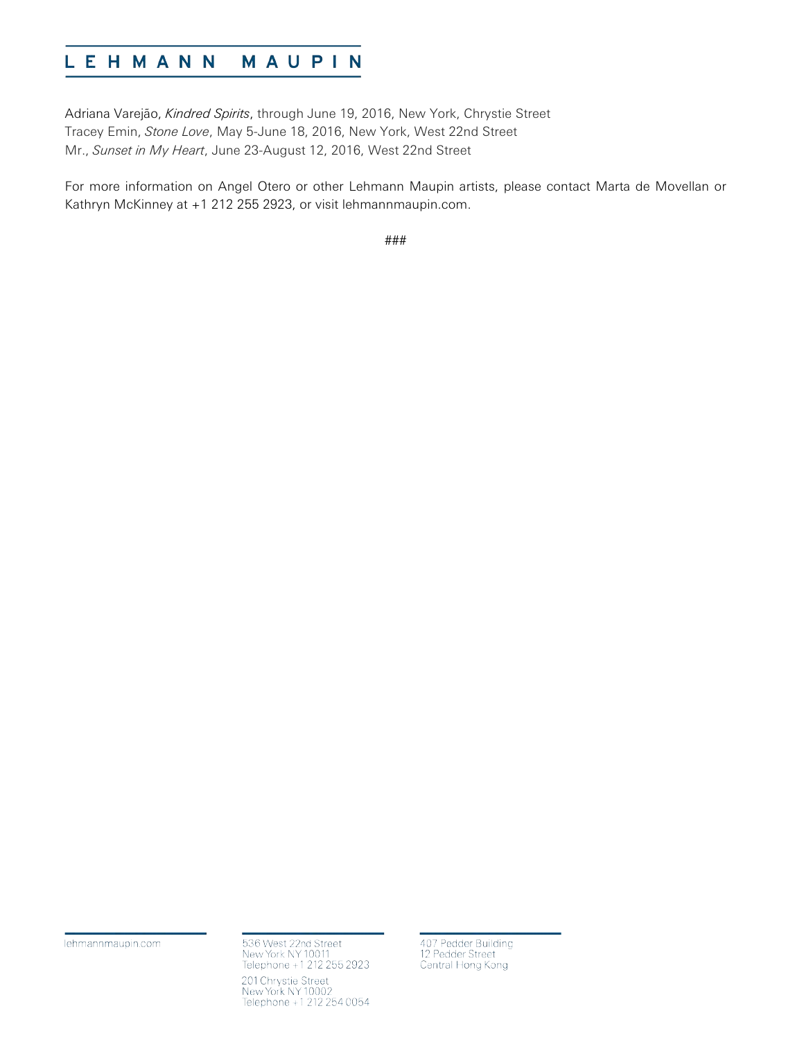Adriana Varejão, *Kindred Spirits*, through June 19, 2016, New York, Chrystie Street
Tracey Emin, *Stone Love*, May 5-June 18, 2016, New York, West 22nd Street
Mr., *Sunset in My Heart*, June 23-August 12, 2016, West 22nd Street

For more information on Angel Otero or other Lehmann Maupin artists, please contact Marta de Movellan or Kathryn McKinney at +1 212 255 2923, or visit lehmannmaupin.com.

###